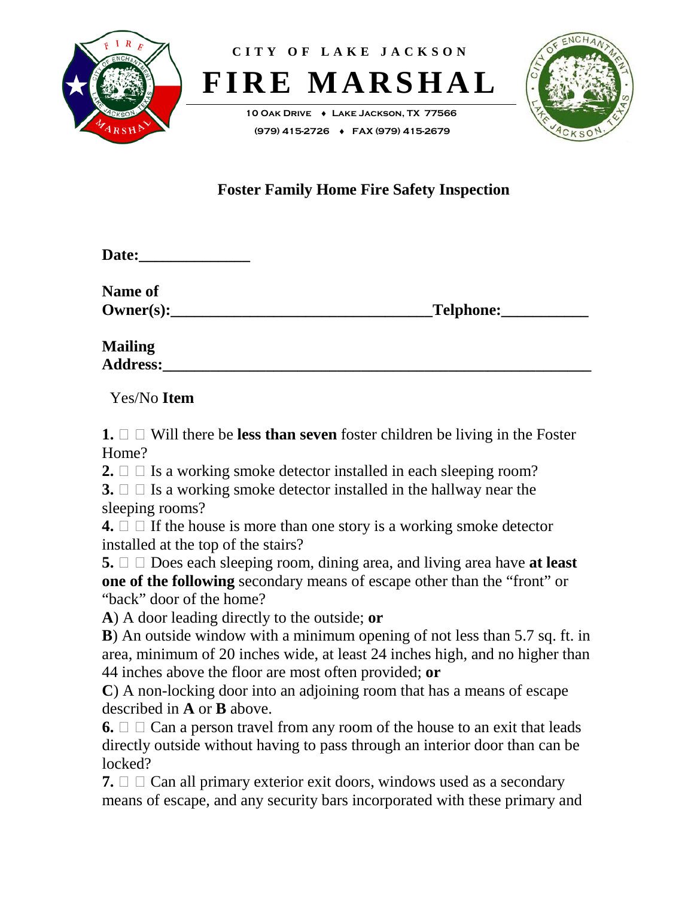CITY OF LAKE JACKSON

# FIRE MARSHAL

10 Oak Drive ♦ Lake Jackson, TX 77566

(979) 415-2726 ♦ FAX (979) 415-2679

## Foster Family Home Fire Safety Inspection

**Date:______________**

**Name of Owner(s):________________________________Telphone:___________**

**Mailing Address:_______________________________________________________**

Yes/No **Item**

**1.** ☐ ☐ Will there be **less than seven** foster children be living in the Foster Home?

**2.** ☐ ☐ Is a working smoke detector installed in each sleeping room?

**3.** ☐ ☐ Is a working smoke detector installed in the hallway near the sleeping rooms?

**4.** ☐ ☐ If the house is more than one story is a working smoke detector installed at the top of the stairs?

**5.** ☐ ☐ Does each sleeping room, dining area, and living area have **at least one of the following** secondary means of escape other than the "front" or "back" door of the home?

**A**) A door leading directly to the outside; **or**

**B**) An outside window with a minimum opening of not less than 5.7 sq. ft. in area, minimum of 20 inches wide, at least 24 inches high, and no higher than 44 inches above the floor are most often provided; **or**

**C**) A non-locking door into an adjoining room that has a means of escape described in **A** or **B** above.

**6.** ☐ ☐ Can a person travel from any room of the house to an exit that leads directly outside without having to pass through an interior door than can be locked?

**7.** ☐ ☐ Can all primary exterior exit doors, windows used as a secondary means of escape, and any security bars incorporated with these primary and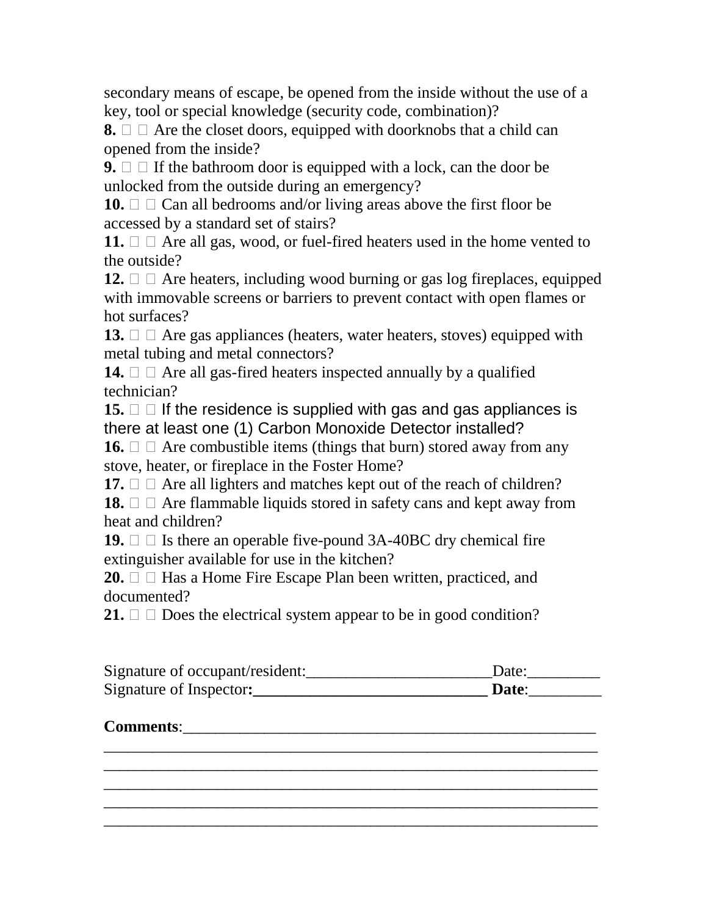secondary means of escape, be opened from the inside without the use of a key, tool or special knowledge (security code, combination)?

**8.** □ □ Are the closet doors, equipped with doorknobs that a child can opened from the inside?

**9.** □ □ If the bathroom door is equipped with a lock, can the door be unlocked from the outside during an emergency?

**10.** □ □ Can all bedrooms and/or living areas above the first floor be accessed by a standard set of stairs?

**11.** □ □ Are all gas, wood, or fuel-fired heaters used in the home vented to the outside?

**12.** □ □ Are heaters, including wood burning or gas log fireplaces, equipped with immovable screens or barriers to prevent contact with open flames or hot surfaces?

**13.** □ □ Are gas appliances (heaters, water heaters, stoves) equipped with metal tubing and metal connectors?

**14.** □ □ Are all gas-fired heaters inspected annually by a qualified technician?

**15.** □ □ If the residence is supplied with gas and gas appliances is there at least one (1) Carbon Monoxide Detector installed?

**16.** □ □ Are combustible items (things that burn) stored away from any stove, heater, or fireplace in the Foster Home?

**17.** □ □ Are all lighters and matches kept out of the reach of children?

**18.** □ □ Are flammable liquids stored in safety cans and kept away from heat and children?

**19.** □ □ Is there an operable five-pound 3A-40BC dry chemical fire extinguisher available for use in the kitchen?

**20.** □ □ Has a Home Fire Escape Plan been written, practiced, and documented?

**21.** □ □ Does the electrical system appear to be in good condition?

Signature of occupant/resident:_______________________Date:_________

Signature of Inspector**:_____________________________ Date**:_________

**Comments**:_______________________________________________________

_______________________________________________________________

_______________________________________________________________

_______________________________________________________________

_______________________________________________________________

_______________________________________________________________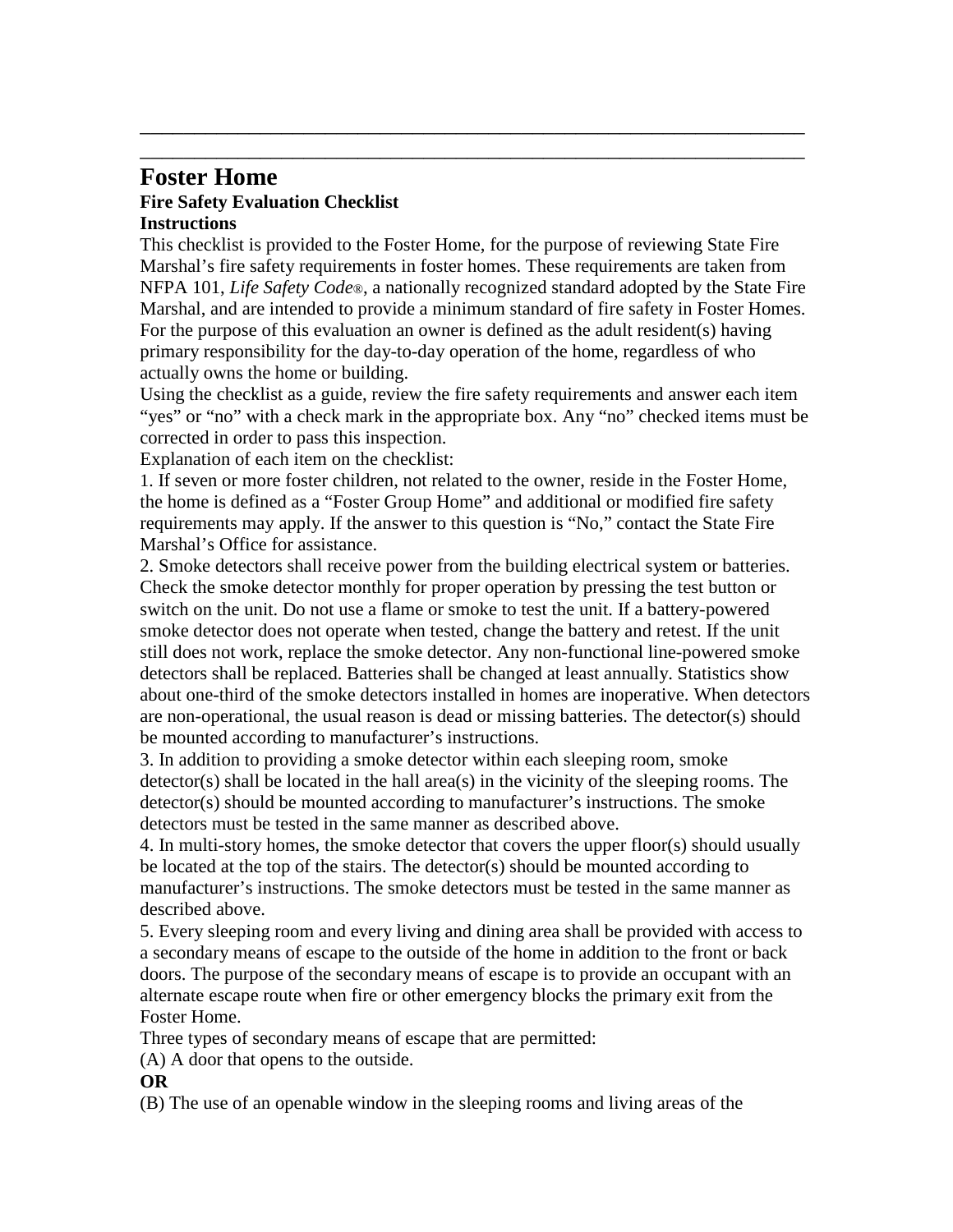# Foster Home

### Fire Safety Evaluation Checklist

### Instructions

This checklist is provided to the Foster Home, for the purpose of reviewing State Fire Marshal's fire safety requirements in foster homes. These requirements are taken from NFPA 101, *Life Safety Code®*, a nationally recognized standard adopted by the State Fire Marshal, and are intended to provide a minimum standard of fire safety in Foster Homes. For the purpose of this evaluation an owner is defined as the adult resident(s) having primary responsibility for the day-to-day operation of the home, regardless of who actually owns the home or building.

Using the checklist as a guide, review the fire safety requirements and answer each item "yes" or "no" with a check mark in the appropriate box. Any "no" checked items must be corrected in order to pass this inspection.

Explanation of each item on the checklist:

1. If seven or more foster children, not related to the owner, reside in the Foster Home, the home is defined as a "Foster Group Home" and additional or modified fire safety requirements may apply. If the answer to this question is "No," contact the State Fire Marshal's Office for assistance.

2. Smoke detectors shall receive power from the building electrical system or batteries. Check the smoke detector monthly for proper operation by pressing the test button or switch on the unit. Do not use a flame or smoke to test the unit. If a battery-powered smoke detector does not operate when tested, change the battery and retest. If the unit still does not work, replace the smoke detector. Any non-functional line-powered smoke detectors shall be replaced. Batteries shall be changed at least annually. Statistics show about one-third of the smoke detectors installed in homes are inoperative. When detectors are non-operational, the usual reason is dead or missing batteries. The detector(s) should be mounted according to manufacturer's instructions.

3. In addition to providing a smoke detector within each sleeping room, smoke detector(s) shall be located in the hall area(s) in the vicinity of the sleeping rooms. The detector(s) should be mounted according to manufacturer's instructions. The smoke detectors must be tested in the same manner as described above.

4. In multi-story homes, the smoke detector that covers the upper floor(s) should usually be located at the top of the stairs. The detector(s) should be mounted according to manufacturer's instructions. The smoke detectors must be tested in the same manner as described above.

5. Every sleeping room and every living and dining area shall be provided with access to a secondary means of escape to the outside of the home in addition to the front or back doors. The purpose of the secondary means of escape is to provide an occupant with an alternate escape route when fire or other emergency blocks the primary exit from the Foster Home.

Three types of secondary means of escape that are permitted:

(A) A door that opens to the outside.

**OR**

(B) The use of an openable window in the sleeping rooms and living areas of the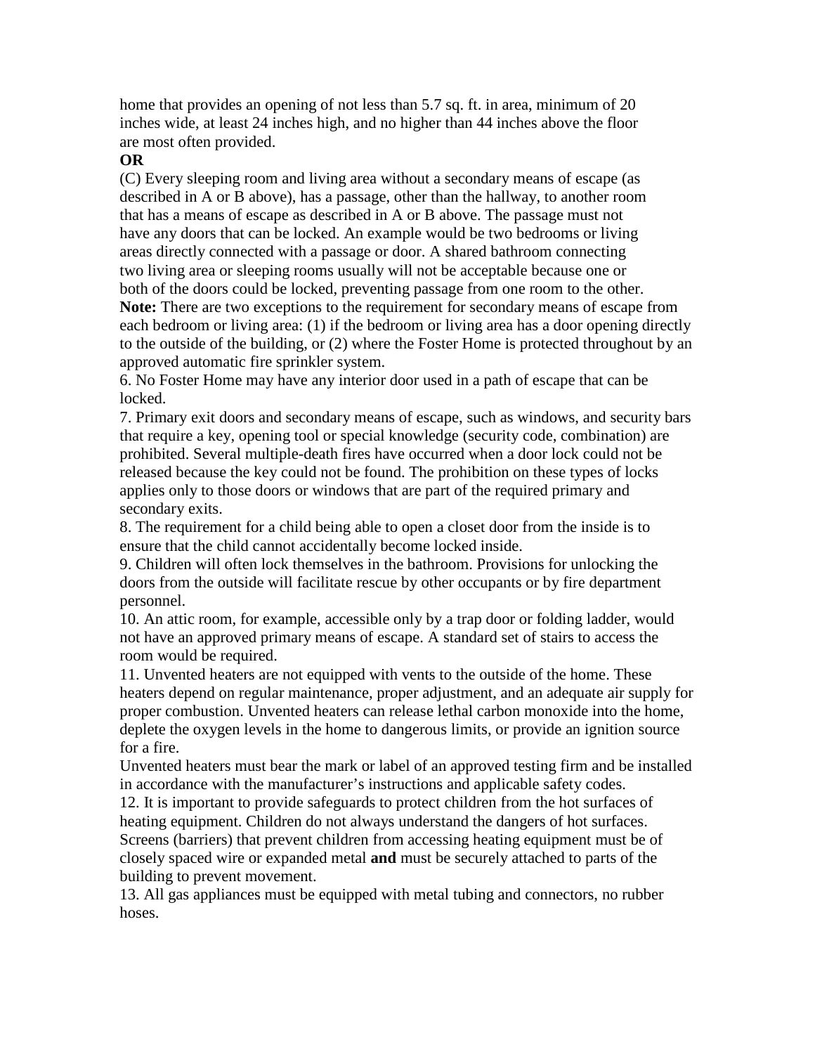home that provides an opening of not less than 5.7 sq. ft. in area, minimum of 20 inches wide, at least 24 inches high, and no higher than 44 inches above the floor are most often provided.

**OR**

(C) Every sleeping room and living area without a secondary means of escape (as described in A or B above), has a passage, other than the hallway, to another room that has a means of escape as described in A or B above. The passage must not have any doors that can be locked. An example would be two bedrooms or living areas directly connected with a passage or door. A shared bathroom connecting two living area or sleeping rooms usually will not be acceptable because one or both of the doors could be locked, preventing passage from one room to the other.

**Note:** There are two exceptions to the requirement for secondary means of escape from each bedroom or living area: (1) if the bedroom or living area has a door opening directly to the outside of the building, or (2) where the Foster Home is protected throughout by an approved automatic fire sprinkler system.

6. No Foster Home may have any interior door used in a path of escape that can be locked.

7. Primary exit doors and secondary means of escape, such as windows, and security bars that require a key, opening tool or special knowledge (security code, combination) are prohibited. Several multiple-death fires have occurred when a door lock could not be released because the key could not be found. The prohibition on these types of locks applies only to those doors or windows that are part of the required primary and secondary exits.

8. The requirement for a child being able to open a closet door from the inside is to ensure that the child cannot accidentally become locked inside.

9. Children will often lock themselves in the bathroom. Provisions for unlocking the doors from the outside will facilitate rescue by other occupants or by fire department personnel.

10. An attic room, for example, accessible only by a trap door or folding ladder, would not have an approved primary means of escape. A standard set of stairs to access the room would be required.

11. Unvented heaters are not equipped with vents to the outside of the home. These heaters depend on regular maintenance, proper adjustment, and an adequate air supply for proper combustion. Unvented heaters can release lethal carbon monoxide into the home, deplete the oxygen levels in the home to dangerous limits, or provide an ignition source for a fire.

Unvented heaters must bear the mark or label of an approved testing firm and be installed in accordance with the manufacturer's instructions and applicable safety codes.

12. It is important to provide safeguards to protect children from the hot surfaces of heating equipment. Children do not always understand the dangers of hot surfaces. Screens (barriers) that prevent children from accessing heating equipment must be of closely spaced wire or expanded metal **and** must be securely attached to parts of the building to prevent movement.

13. All gas appliances must be equipped with metal tubing and connectors, no rubber hoses.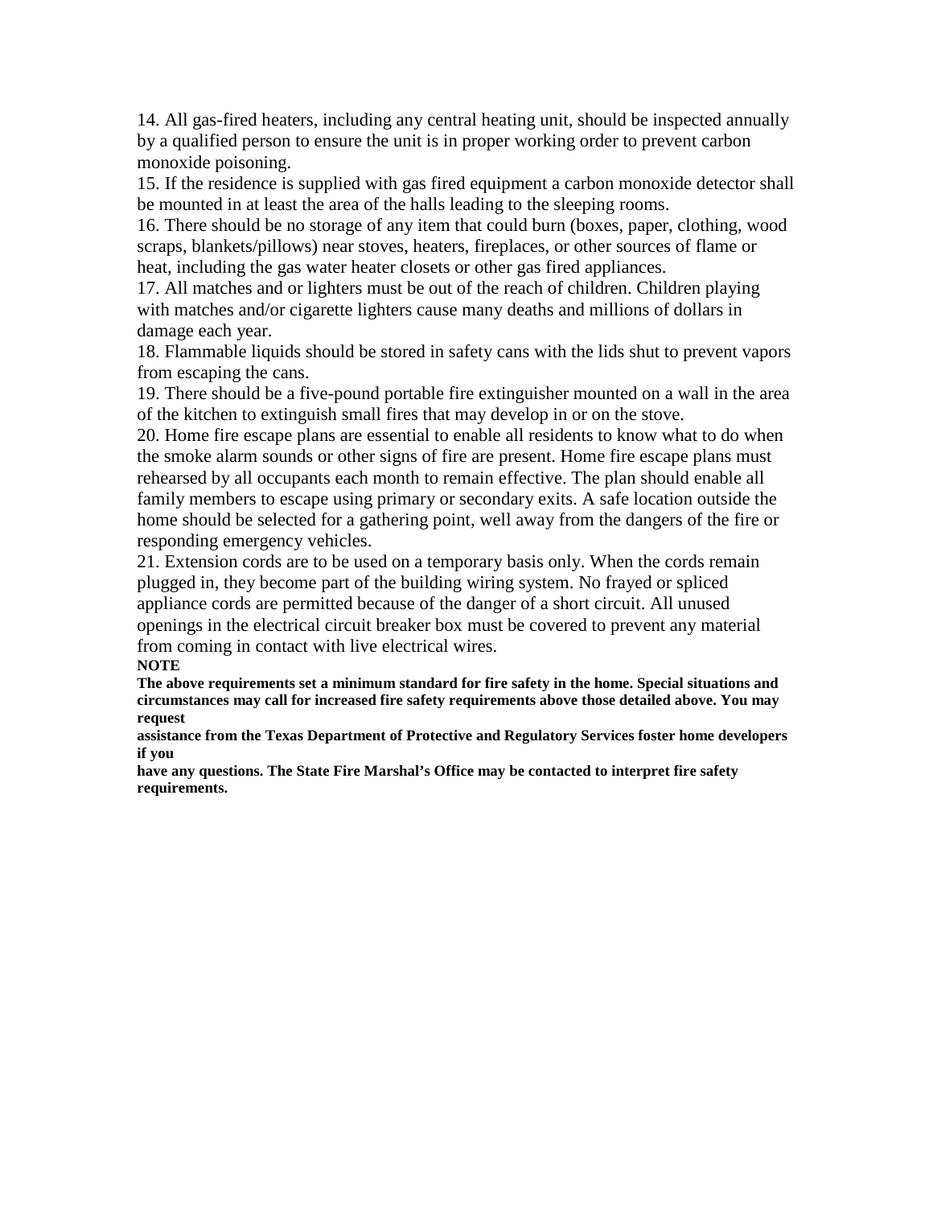14. All gas-fired heaters, including any central heating unit, should be inspected annually by a qualified person to ensure the unit is in proper working order to prevent carbon monoxide poisoning.

15. If the residence is supplied with gas fired equipment a carbon monoxide detector shall be mounted in at least the area of the halls leading to the sleeping rooms.

16. There should be no storage of any item that could burn (boxes, paper, clothing, wood scraps, blankets/pillows) near stoves, heaters, fireplaces, or other sources of flame or heat, including the gas water heater closets or other gas fired appliances.

17. All matches and or lighters must be out of the reach of children. Children playing with matches and/or cigarette lighters cause many deaths and millions of dollars in damage each year.

18. Flammable liquids should be stored in safety cans with the lids shut to prevent vapors from escaping the cans.

19. There should be a five-pound portable fire extinguisher mounted on a wall in the area of the kitchen to extinguish small fires that may develop in or on the stove.

20. Home fire escape plans are essential to enable all residents to know what to do when the smoke alarm sounds or other signs of fire are present. Home fire escape plans must rehearsed by all occupants each month to remain effective. The plan should enable all family members to escape using primary or secondary exits. A safe location outside the home should be selected for a gathering point, well away from the dangers of the fire or responding emergency vehicles.

21. Extension cords are to be used on a temporary basis only. When the cords remain plugged in, they become part of the building wiring system. No frayed or spliced appliance cords are permitted because of the danger of a short circuit. All unused openings in the electrical circuit breaker box must be covered to prevent any material from coming in contact with live electrical wires.

**NOTE**

**The above requirements set a minimum standard for fire safety in the home. Special situations and circumstances may call for increased fire safety requirements above those detailed above. You may request assistance from the Texas Department of Protective and Regulatory Services foster home developers if you have any questions. The State Fire Marshal's Office may be contacted to interpret fire safety requirements.**